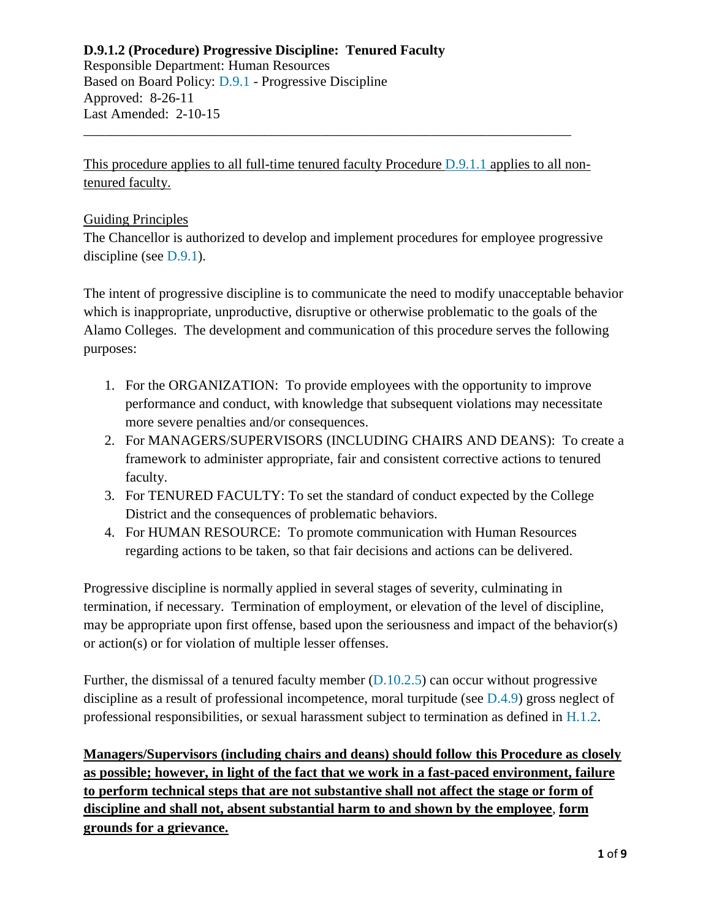**D.9.1.2 (Procedure) Progressive Discipline: Tenured Faculty**

Responsible Department: Human Resources
Based on Board Policy: D.9.1 - Progressive Discipline
Approved: 8-26-11
Last Amended: 2-10-15

---

<u>This procedure applies to all full-time tenured faculty Procedure D.9.1.1 applies to all non-tenured faculty.</u>

<u>Guiding Principles</u>

The Chancellor is authorized to develop and implement procedures for employee progressive discipline (see D.9.1).

The intent of progressive discipline is to communicate the need to modify unacceptable behavior which is inappropriate, unproductive, disruptive or otherwise problematic to the goals of the Alamo Colleges. The development and communication of this procedure serves the following purposes:

1. For the ORGANIZATION: To provide employees with the opportunity to improve performance and conduct, with knowledge that subsequent violations may necessitate more severe penalties and/or consequences.
2. For MANAGERS/SUPERVISORS (INCLUDING CHAIRS AND DEANS): To create a framework to administer appropriate, fair and consistent corrective actions to tenured faculty.
3. For TENURED FACULTY: To set the standard of conduct expected by the College District and the consequences of problematic behaviors.
4. For HUMAN RESOURCE: To promote communication with Human Resources regarding actions to be taken, so that fair decisions and actions can be delivered.

Progressive discipline is normally applied in several stages of severity, culminating in termination, if necessary. Termination of employment, or elevation of the level of discipline, may be appropriate upon first offense, based upon the seriousness and impact of the behavior(s) or action(s) or for violation of multiple lesser offenses.

Further, the dismissal of a tenured faculty member (D.10.2.5) can occur without progressive discipline as a result of professional incompetence, moral turpitude (see D.4.9) gross neglect of professional responsibilities, or sexual harassment subject to termination as defined in H.1.2.

<u>**Managers/Supervisors (including chairs and deans) should follow this Procedure as closely as possible; however, in light of the fact that we work in a fast-paced environment, failure to perform technical steps that are not substantive shall not affect the stage or form of discipline and shall not, absent substantial harm to and shown by the employee, form grounds for a grievance.**</u>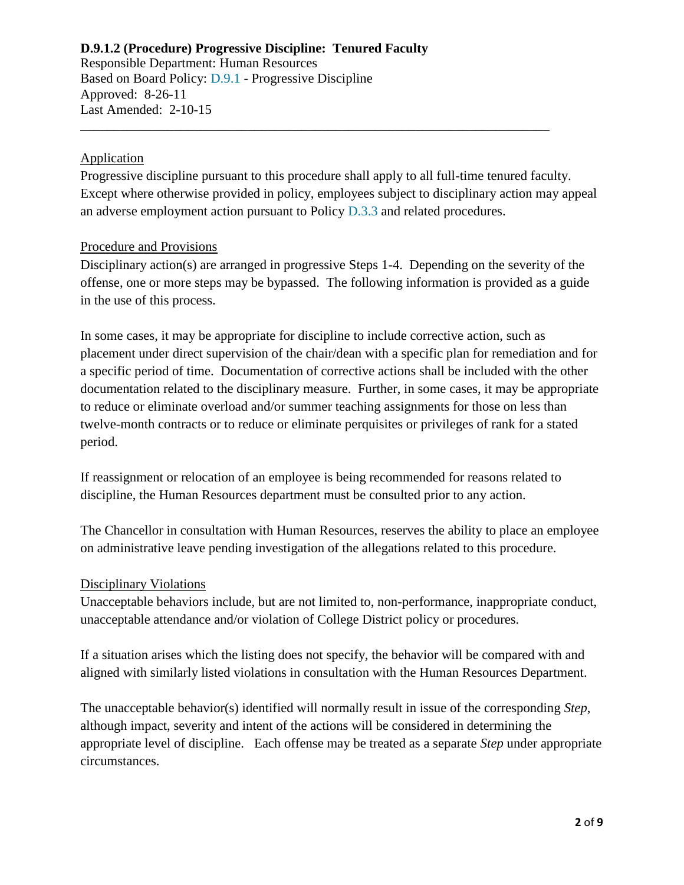**D.9.1.2 (Procedure) Progressive Discipline: Tenured Faculty**
Responsible Department: Human Resources
Based on Board Policy: D.9.1 - Progressive Discipline
Approved: 8-26-11
Last Amended: 2-10-15

---

Application

Progressive discipline pursuant to this procedure shall apply to all full-time tenured faculty. Except where otherwise provided in policy, employees subject to disciplinary action may appeal an adverse employment action pursuant to Policy D.3.3 and related procedures.

Procedure and Provisions

Disciplinary action(s) are arranged in progressive Steps 1-4. Depending on the severity of the offense, one or more steps may be bypassed. The following information is provided as a guide in the use of this process.

In some cases, it may be appropriate for discipline to include corrective action, such as placement under direct supervision of the chair/dean with a specific plan for remediation and for a specific period of time. Documentation of corrective actions shall be included with the other documentation related to the disciplinary measure. Further, in some cases, it may be appropriate to reduce or eliminate overload and/or summer teaching assignments for those on less than twelve-month contracts or to reduce or eliminate perquisites or privileges of rank for a stated period.

If reassignment or relocation of an employee is being recommended for reasons related to discipline, the Human Resources department must be consulted prior to any action.

The Chancellor in consultation with Human Resources, reserves the ability to place an employee on administrative leave pending investigation of the allegations related to this procedure.

Disciplinary Violations

Unacceptable behaviors include, but are not limited to, non-performance, inappropriate conduct, unacceptable attendance and/or violation of College District policy or procedures.

If a situation arises which the listing does not specify, the behavior will be compared with and aligned with similarly listed violations in consultation with the Human Resources Department.

The unacceptable behavior(s) identified will normally result in issue of the corresponding *Step*, although impact, severity and intent of the actions will be considered in determining the appropriate level of discipline. Each offense may be treated as a separate *Step* under appropriate circumstances.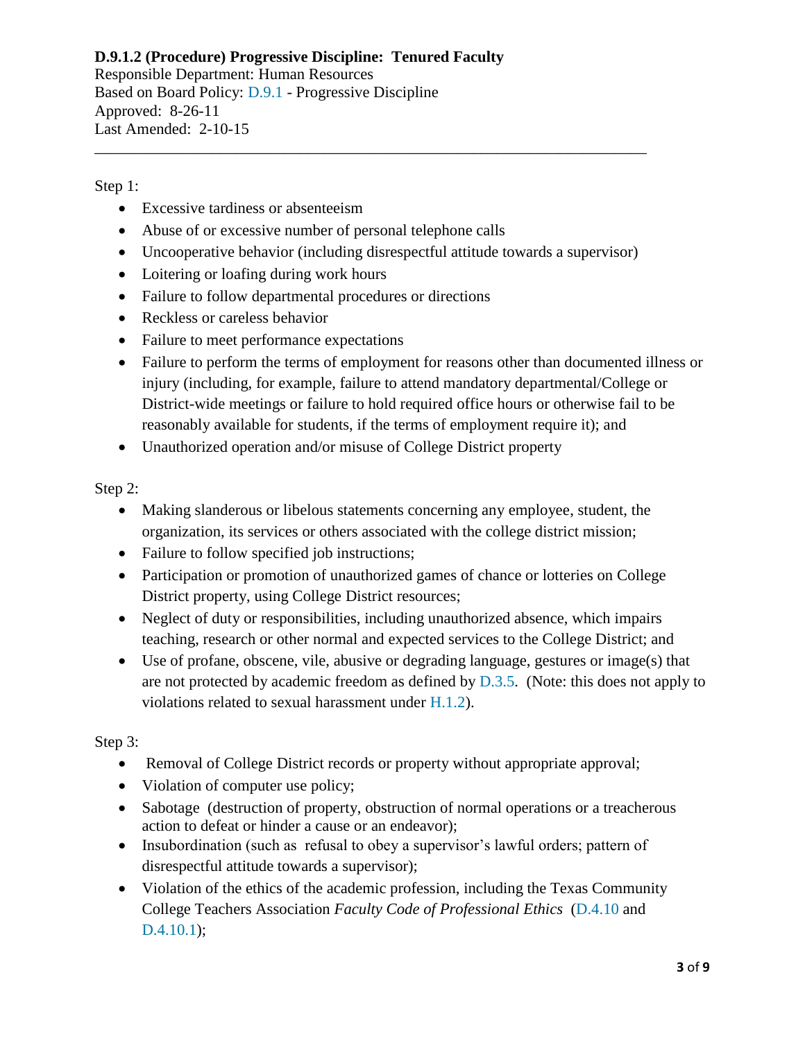**D.9.1.2 (Procedure) Progressive Discipline: Tenured Faculty**
Responsible Department: Human Resources
Based on Board Policy: D.9.1 - Progressive Discipline
Approved: 8-26-11
Last Amended: 2-10-15

---

Step 1:

- Excessive tardiness or absenteeism
- Abuse of or excessive number of personal telephone calls
- Uncooperative behavior (including disrespectful attitude towards a supervisor)
- Loitering or loafing during work hours
- Failure to follow departmental procedures or directions
- Reckless or careless behavior
- Failure to meet performance expectations
- Failure to perform the terms of employment for reasons other than documented illness or injury (including, for example, failure to attend mandatory departmental/College or District-wide meetings or failure to hold required office hours or otherwise fail to be reasonably available for students, if the terms of employment require it); and
- Unauthorized operation and/or misuse of College District property

Step 2:

- Making slanderous or libelous statements concerning any employee, student, the organization, its services or others associated with the college district mission;
- Failure to follow specified job instructions;
- Participation or promotion of unauthorized games of chance or lotteries on College District property, using College District resources;
- Neglect of duty or responsibilities, including unauthorized absence, which impairs teaching, research or other normal and expected services to the College District; and
- Use of profane, obscene, vile, abusive or degrading language, gestures or image(s) that are not protected by academic freedom as defined by D.3.5. (Note: this does not apply to violations related to sexual harassment under H.1.2).

Step 3:

- Removal of College District records or property without appropriate approval;
- Violation of computer use policy;
- Sabotage (destruction of property, obstruction of normal operations or a treacherous action to defeat or hinder a cause or an endeavor);
- Insubordination (such as refusal to obey a supervisor's lawful orders; pattern of disrespectful attitude towards a supervisor);
- Violation of the ethics of the academic profession, including the Texas Community College Teachers Association *Faculty Code of Professional Ethics* (D.4.10 and D.4.10.1);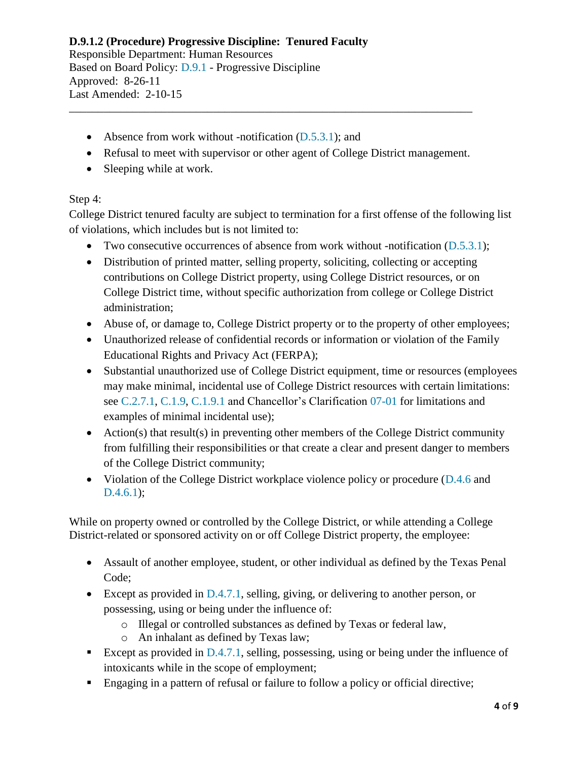- Absence from work without -notification (D.5.3.1); and
- Refusal to meet with supervisor or other agent of College District management.
- Sleeping while at work.

Step 4:
College District tenured faculty are subject to termination for a first offense of the following list of violations, which includes but is not limited to:

- Two consecutive occurrences of absence from work without -notification (D.5.3.1);
- Distribution of printed matter, selling property, soliciting, collecting or accepting contributions on College District property, using College District resources, or on College District time, without specific authorization from college or College District administration;
- Abuse of, or damage to, College District property or to the property of other employees;
- Unauthorized release of confidential records or information or violation of the Family Educational Rights and Privacy Act (FERPA);
- Substantial unauthorized use of College District equipment, time or resources (employees may make minimal, incidental use of College District resources with certain limitations: see C.2.7.1, C.1.9, C.1.9.1 and Chancellor's Clarification 07-01 for limitations and examples of minimal incidental use);
- Action(s) that result(s) in preventing other members of the College District community from fulfilling their responsibilities or that create a clear and present danger to members of the College District community;
- Violation of the College District workplace violence policy or procedure (D.4.6 and D.4.6.1);

While on property owned or controlled by the College District, or while attending a College District-related or sponsored activity on or off College District property, the employee:

- Assault of another employee, student, or other individual as defined by the Texas Penal Code;
- Except as provided in D.4.7.1, selling, giving, or delivering to another person, or possessing, using or being under the influence of:
  - Illegal or controlled substances as defined by Texas or federal law,
  - An inhalant as defined by Texas law;
- Except as provided in D.4.7.1, selling, possessing, using or being under the influence of intoxicants while in the scope of employment;
- Engaging in a pattern of refusal or failure to follow a policy or official directive;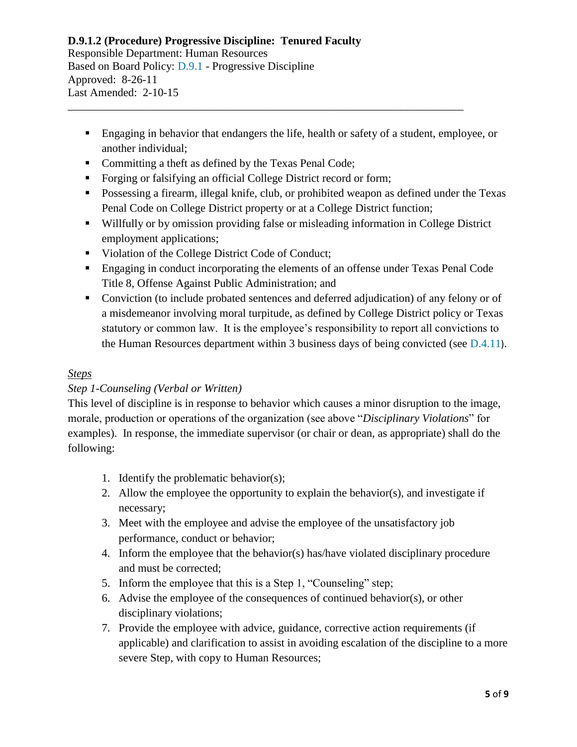- Engaging in behavior that endangers the life, health or safety of a student, employee, or another individual;
- Committing a theft as defined by the Texas Penal Code;
- Forging or falsifying an official College District record or form;
- Possessing a firearm, illegal knife, club, or prohibited weapon as defined under the Texas Penal Code on College District property or at a College District function;
- Willfully or by omission providing false or misleading information in College District employment applications;
- Violation of the College District Code of Conduct;
- Engaging in conduct incorporating the elements of an offense under Texas Penal Code Title 8, Offense Against Public Administration; and
- Conviction (to include probated sentences and deferred adjudication) of any felony or of a misdemeanor involving moral turpitude, as defined by College District policy or Texas statutory or common law. It is the employee's responsibility to report all convictions to the Human Resources department within 3 business days of being convicted (see D.4.11).

*Steps*

*Step 1-Counseling (Verbal or Written)*

This level of discipline is in response to behavior which causes a minor disruption to the image, morale, production or operations of the organization (see above "*Disciplinary Violations*" for examples). In response, the immediate supervisor (or chair or dean, as appropriate) shall do the following:

1. Identify the problematic behavior(s);
2. Allow the employee the opportunity to explain the behavior(s), and investigate if necessary;
3. Meet with the employee and advise the employee of the unsatisfactory job performance, conduct or behavior;
4. Inform the employee that the behavior(s) has/have violated disciplinary procedure and must be corrected;
5. Inform the employee that this is a Step 1, "Counseling" step;
6. Advise the employee of the consequences of continued behavior(s), or other disciplinary violations;
7. Provide the employee with advice, guidance, corrective action requirements (if applicable) and clarification to assist in avoiding escalation of the discipline to a more severe Step, with copy to Human Resources;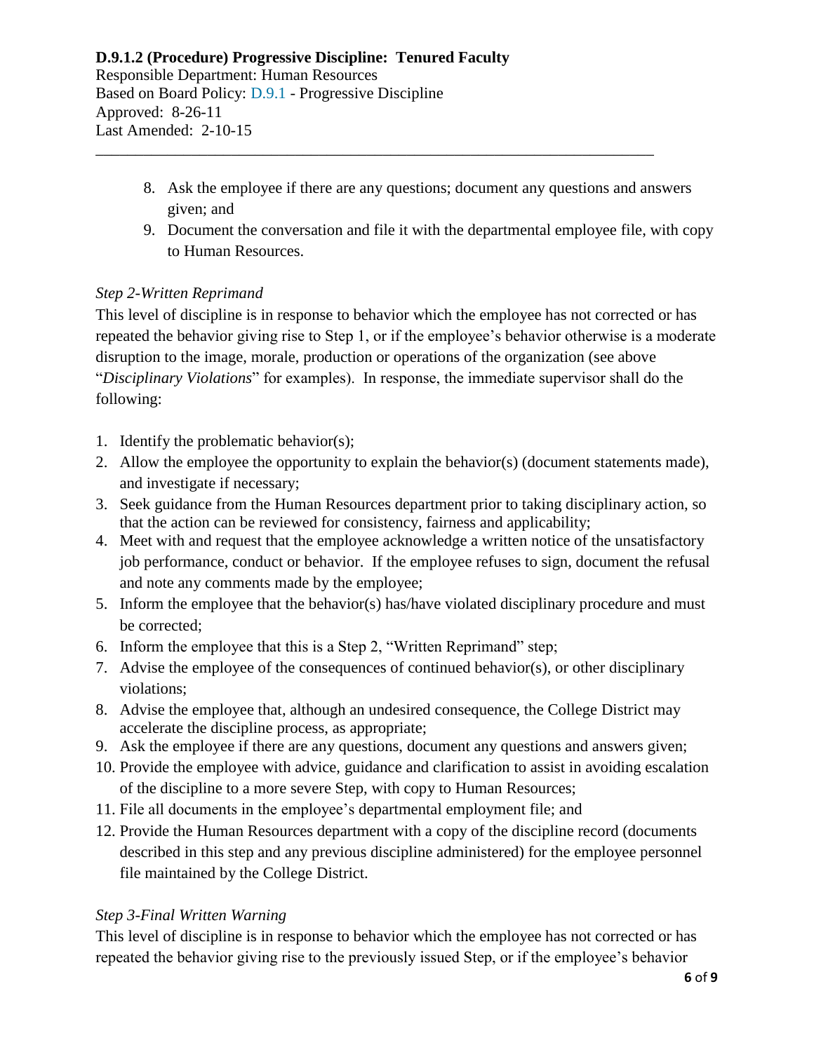8. Ask the employee if there are any questions; document any questions and answers given; and
9. Document the conversation and file it with the departmental employee file, with copy to Human Resources.

*Step 2-Written Reprimand*

This level of discipline is in response to behavior which the employee has not corrected or has repeated the behavior giving rise to Step 1, or if the employee's behavior otherwise is a moderate disruption to the image, morale, production or operations of the organization (see above "*Disciplinary Violations*" for examples). In response, the immediate supervisor shall do the following:

1. Identify the problematic behavior(s);
2. Allow the employee the opportunity to explain the behavior(s) (document statements made), and investigate if necessary;
3. Seek guidance from the Human Resources department prior to taking disciplinary action, so that the action can be reviewed for consistency, fairness and applicability;
4. Meet with and request that the employee acknowledge a written notice of the unsatisfactory job performance, conduct or behavior. If the employee refuses to sign, document the refusal and note any comments made by the employee;
5. Inform the employee that the behavior(s) has/have violated disciplinary procedure and must be corrected;
6. Inform the employee that this is a Step 2, "Written Reprimand" step;
7. Advise the employee of the consequences of continued behavior(s), or other disciplinary violations;
8. Advise the employee that, although an undesired consequence, the College District may accelerate the discipline process, as appropriate;
9. Ask the employee if there are any questions, document any questions and answers given;
10. Provide the employee with advice, guidance and clarification to assist in avoiding escalation of the discipline to a more severe Step, with copy to Human Resources;
11. File all documents in the employee's departmental employment file; and
12. Provide the Human Resources department with a copy of the discipline record (documents described in this step and any previous discipline administered) for the employee personnel file maintained by the College District.

*Step 3-Final Written Warning*

This level of discipline is in response to behavior which the employee has not corrected or has repeated the behavior giving rise to the previously issued Step, or if the employee's behavior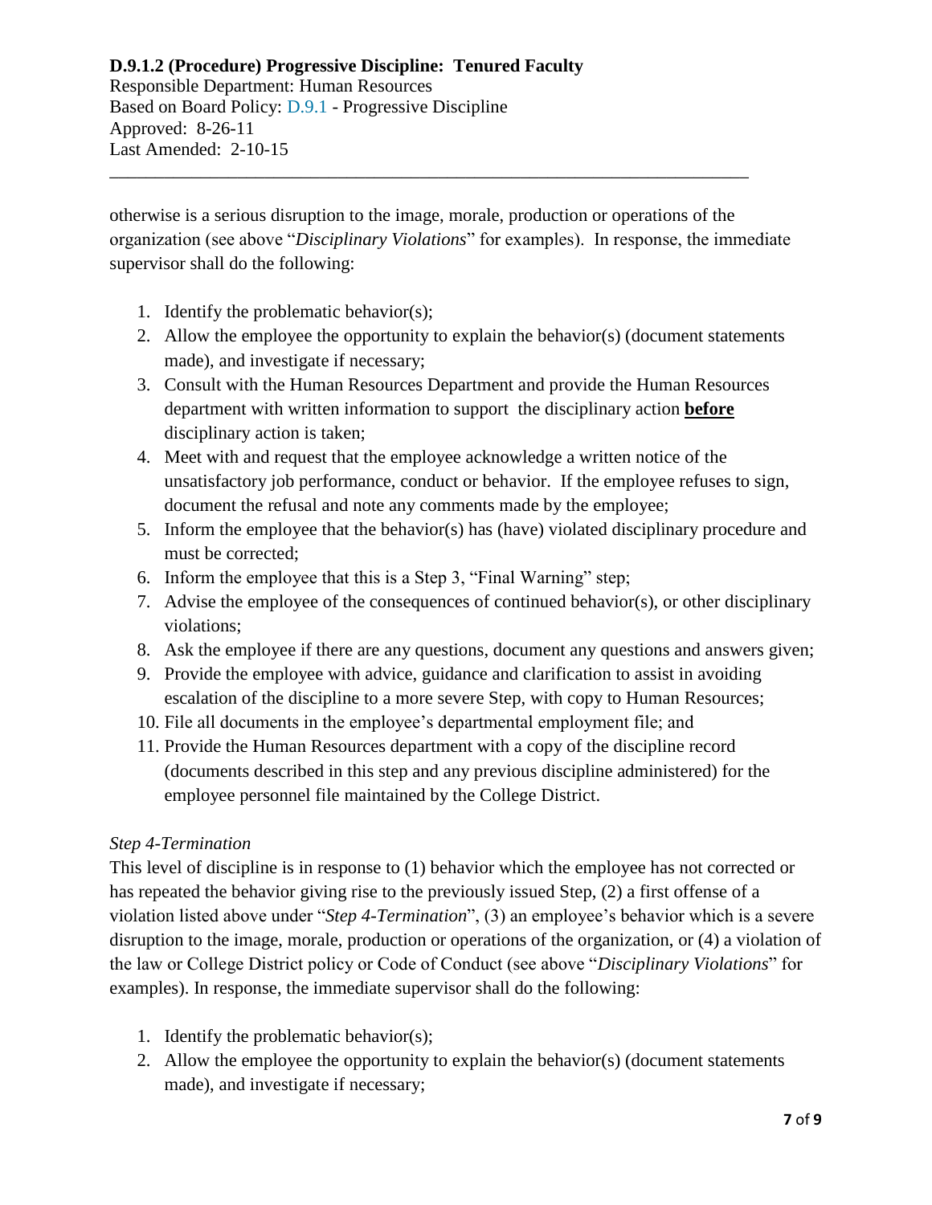otherwise is a serious disruption to the image, morale, production or operations of the organization (see above "*Disciplinary Violations*" for examples). In response, the immediate supervisor shall do the following:

1. Identify the problematic behavior(s);
2. Allow the employee the opportunity to explain the behavior(s) (document statements made), and investigate if necessary;
3. Consult with the Human Resources Department and provide the Human Resources department with written information to support the disciplinary action **before** disciplinary action is taken;
4. Meet with and request that the employee acknowledge a written notice of the unsatisfactory job performance, conduct or behavior. If the employee refuses to sign, document the refusal and note any comments made by the employee;
5. Inform the employee that the behavior(s) has (have) violated disciplinary procedure and must be corrected;
6. Inform the employee that this is a Step 3, "Final Warning" step;
7. Advise the employee of the consequences of continued behavior(s), or other disciplinary violations;
8. Ask the employee if there are any questions, document any questions and answers given;
9. Provide the employee with advice, guidance and clarification to assist in avoiding escalation of the discipline to a more severe Step, with copy to Human Resources;
10. File all documents in the employee's departmental employment file; and
11. Provide the Human Resources department with a copy of the discipline record (documents described in this step and any previous discipline administered) for the employee personnel file maintained by the College District.

*Step 4-Termination*

This level of discipline is in response to (1) behavior which the employee has not corrected or has repeated the behavior giving rise to the previously issued Step, (2) a first offense of a violation listed above under "*Step 4-Termination*", (3) an employee's behavior which is a severe disruption to the image, morale, production or operations of the organization, or (4) a violation of the law or College District policy or Code of Conduct (see above "*Disciplinary Violations*" for examples). In response, the immediate supervisor shall do the following:

1. Identify the problematic behavior(s);
2. Allow the employee the opportunity to explain the behavior(s) (document statements made), and investigate if necessary;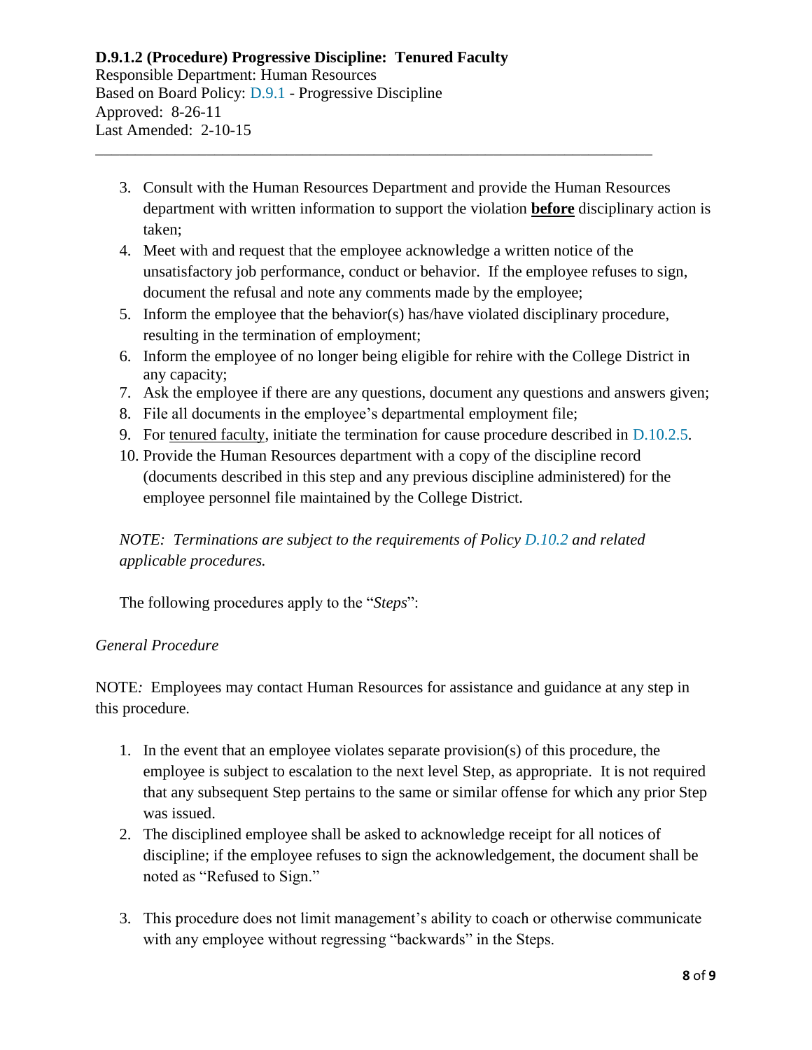3. Consult with the Human Resources Department and provide the Human Resources department with written information to support the violation **before** disciplinary action is taken;
4. Meet with and request that the employee acknowledge a written notice of the unsatisfactory job performance, conduct or behavior. If the employee refuses to sign, document the refusal and note any comments made by the employee;
5. Inform the employee that the behavior(s) has/have violated disciplinary procedure, resulting in the termination of employment;
6. Inform the employee of no longer being eligible for rehire with the College District in any capacity;
7. Ask the employee if there are any questions, document any questions and answers given;
8. File all documents in the employee's departmental employment file;
9. For tenured faculty, initiate the termination for cause procedure described in D.10.2.5.
10. Provide the Human Resources department with a copy of the discipline record (documents described in this step and any previous discipline administered) for the employee personnel file maintained by the College District.

*NOTE: Terminations are subject to the requirements of Policy D.10.2 and related applicable procedures.*

The following procedures apply to the "*Steps*":

*General Procedure*

NOTE: Employees may contact Human Resources for assistance and guidance at any step in this procedure.

1. In the event that an employee violates separate provision(s) of this procedure, the employee is subject to escalation to the next level Step, as appropriate. It is not required that any subsequent Step pertains to the same or similar offense for which any prior Step was issued.
2. The disciplined employee shall be asked to acknowledge receipt for all notices of discipline; if the employee refuses to sign the acknowledgement, the document shall be noted as "Refused to Sign."
3. This procedure does not limit management's ability to coach or otherwise communicate with any employee without regressing "backwards" in the Steps.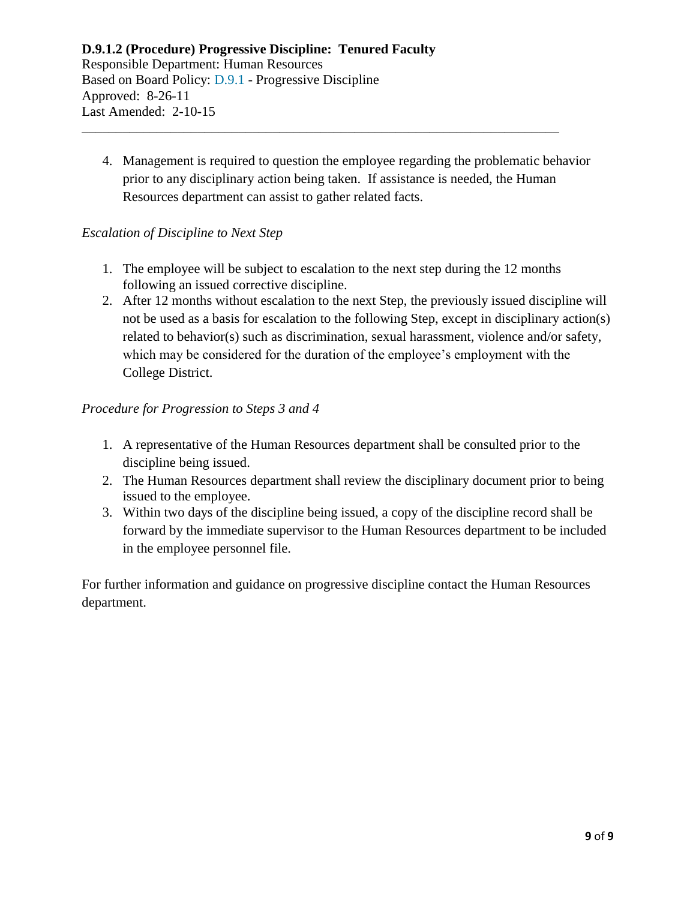**D.9.1.2 (Procedure) Progressive Discipline: Tenured Faculty**
Responsible Department: Human Resources
Based on Board Policy: D.9.1 - Progressive Discipline
Approved: 8-26-11
Last Amended: 2-10-15

---

4. Management is required to question the employee regarding the problematic behavior prior to any disciplinary action being taken. If assistance is needed, the Human Resources department can assist to gather related facts.

*Escalation of Discipline to Next Step*

1. The employee will be subject to escalation to the next step during the 12 months following an issued corrective discipline.
2. After 12 months without escalation to the next Step, the previously issued discipline will not be used as a basis for escalation to the following Step, except in disciplinary action(s) related to behavior(s) such as discrimination, sexual harassment, violence and/or safety, which may be considered for the duration of the employee's employment with the College District.

*Procedure for Progression to Steps 3 and 4*

1. A representative of the Human Resources department shall be consulted prior to the discipline being issued.
2. The Human Resources department shall review the disciplinary document prior to being issued to the employee.
3. Within two days of the discipline being issued, a copy of the discipline record shall be forward by the immediate supervisor to the Human Resources department to be included in the employee personnel file.

For further information and guidance on progressive discipline contact the Human Resources department.